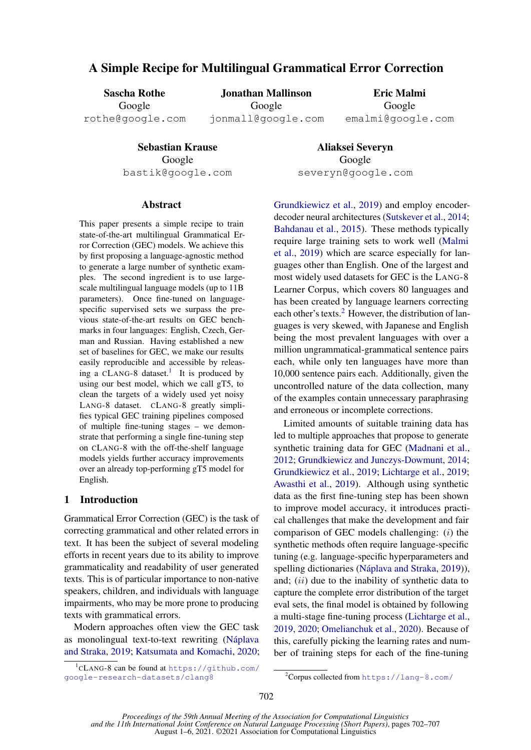# A Simple Recipe for Multilingual Grammatical Error Correction

**Sascha Rothe**
Google
rothe@google.com

**Jonathan Mallinson**
Google
jonmall@google.com

**Eric Malmi**
Google
emalmi@google.com

**Sebastian Krause**
Google
bastik@google.com

**Aliaksei Severyn**
Google
severyn@google.com

## Abstract

This paper presents a simple recipe to train state-of-the-art multilingual Grammatical Error Correction (GEC) models. We achieve this by first proposing a language-agnostic method to generate a large number of synthetic examples. The second ingredient is to use large-scale multilingual language models (up to 11B parameters). Once fine-tuned on language-specific supervised sets we surpass the previous state-of-the-art results on GEC benchmarks in four languages: English, Czech, German and Russian. Having established a new set of baselines for GEC, we make our results easily reproducible and accessible by releasing a cLang-8 dataset.[1] It is produced by using our best model, which we call gT5, to clean the targets of a widely used yet noisy Lang-8 dataset. cLang-8 greatly simplifies typical GEC training pipelines composed of multiple fine-tuning stages – we demonstrate that performing a single fine-tuning step on cLang-8 with the off-the-shelf language models yields further accuracy improvements over an already top-performing gT5 model for English.

## 1 Introduction

Grammatical Error Correction (GEC) is the task of correcting grammatical and other related errors in text. It has been the subject of several modeling efforts in recent years due to its ability to improve grammaticality and readability of user generated texts. This is of particular importance to non-native speakers, children, and individuals with language impairments, who may be more prone to producing texts with grammatical errors.

Modern approaches often view the GEC task as monolingual text-to-text rewriting (Náplava and Straka, 2019; Katsumata and Komachi, 2020; Grundkiewicz et al., 2019) and employ encoder-decoder neural architectures (Sutskever et al., 2014; Bahdanau et al., 2015). These methods typically require large training sets to work well (Malmi et al., 2019) which are scarce especially for languages other than English. One of the largest and most widely used datasets for GEC is the Lang-8 Learner Corpus, which covers 80 languages and has been created by language learners correcting each other's texts.[2] However, the distribution of languages is very skewed, with Japanese and English being the most prevalent languages with over a million ungrammatical-grammatical sentence pairs each, while only ten languages have more than 10,000 sentence pairs each. Additionally, given the uncontrolled nature of the data collection, many of the examples contain unnecessary paraphrasing and erroneous or incomplete corrections.

Limited amounts of suitable training data has led to multiple approaches that propose to generate synthetic training data for GEC (Madnani et al., 2012; Grundkiewicz and Junczys-Dowmunt, 2014; Grundkiewicz et al., 2019; Lichtarge et al., 2019; Awasthi et al., 2019). Although using synthetic data as the first fine-tuning step has been shown to improve model accuracy, it introduces practical challenges that make the development and fair comparison of GEC models challenging: ($i$) the synthetic methods often require language-specific tuning (e.g. language-specific hyperparameters and spelling dictionaries (Náplava and Straka, 2019)), and; ($ii$) due to the inability of synthetic data to capture the complete error distribution of the target eval sets, the final model is obtained by following a multi-stage fine-tuning process (Lichtarge et al., 2019, 2020; Omelianchuk et al., 2020). Because of this, carefully picking the learning rates and number of training steps for each of the fine-tuning

[1] cLang-8 can be found at https://github.com/google-research-datasets/clang8

[2] Corpus collected from https://lang-8.com/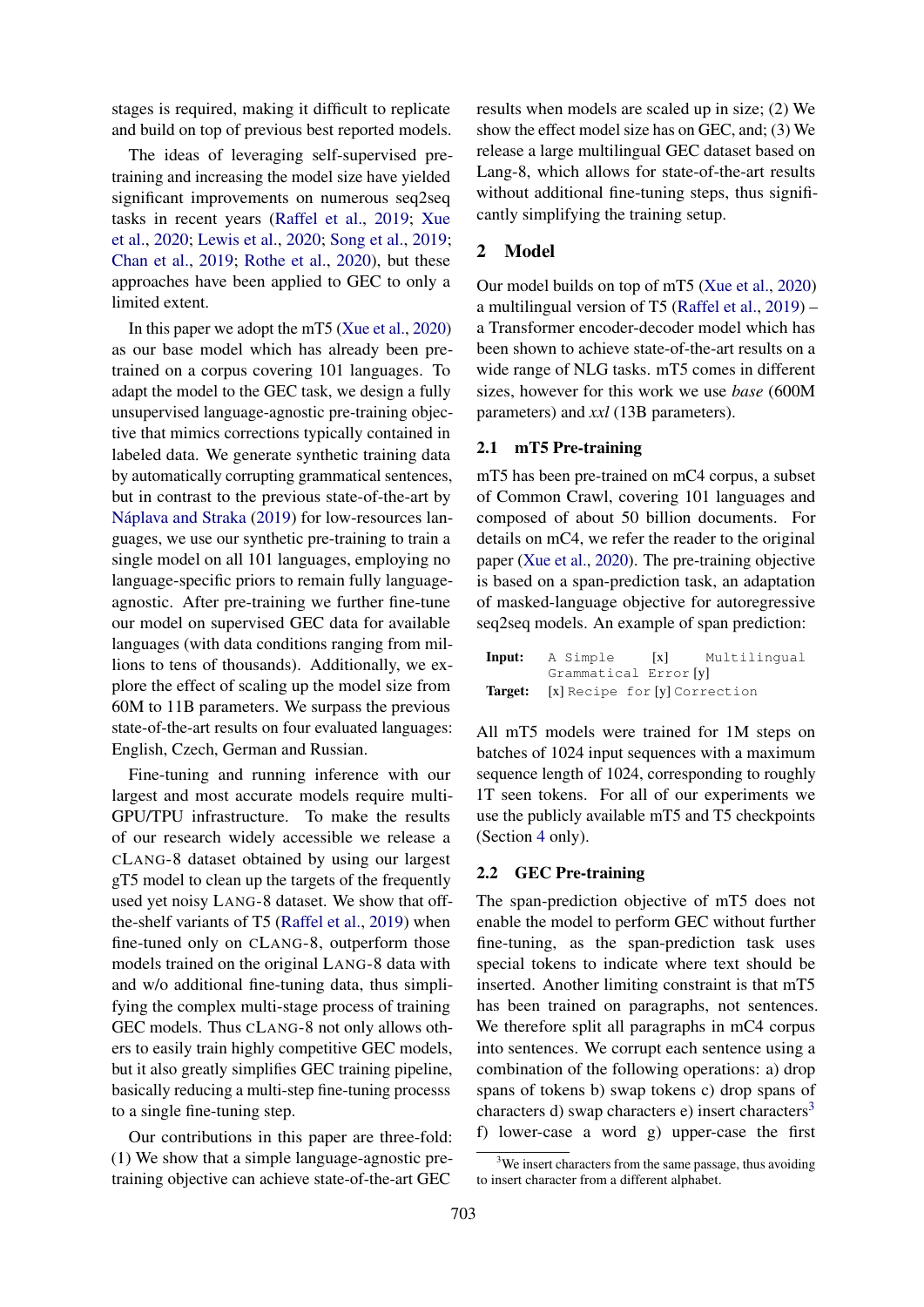stages is required, making it difficult to replicate and build on top of previous best reported models.

The ideas of leveraging self-supervised pre-training and increasing the model size have yielded significant improvements on numerous seq2seq tasks in recent years (Raffel et al., 2019; Xue et al., 2020; Lewis et al., 2020; Song et al., 2019; Chan et al., 2019; Rothe et al., 2020), but these approaches have been applied to GEC to only a limited extent.

In this paper we adopt the mT5 (Xue et al., 2020) as our base model which has already been pre-trained on a corpus covering 101 languages. To adapt the model to the GEC task, we design a fully unsupervised language-agnostic pre-training objective that mimics corrections typically contained in labeled data. We generate synthetic training data by automatically corrupting grammatical sentences, but in contrast to the previous state-of-the-art by Náplava and Straka (2019) for low-resources languages, we use our synthetic pre-training to train a single model on all 101 languages, employing no language-specific priors to remain fully language-agnostic. After pre-training we further fine-tune our model on supervised GEC data for available languages (with data conditions ranging from millions to tens of thousands). Additionally, we explore the effect of scaling up the model size from 60M to 11B parameters. We surpass the previous state-of-the-art results on four evaluated languages: English, Czech, German and Russian.

Fine-tuning and running inference with our largest and most accurate models require multi-GPU/TPU infrastructure. To make the results of our research widely accessible we release a cLang-8 dataset obtained by using our largest gT5 model to clean up the targets of the frequently used yet noisy Lang-8 dataset. We show that off-the-shelf variants of T5 (Raffel et al., 2019) when fine-tuned only on cLang-8, outperform those models trained on the original Lang-8 data with and w/o additional fine-tuning data, thus simplifying the complex multi-stage process of training GEC models. Thus cLang-8 not only allows others to easily train highly competitive GEC models, but it also greatly simplifies GEC training pipeline, basically reducing a multi-step fine-tuning processs to a single fine-tuning step.

Our contributions in this paper are three-fold: (1) We show that a simple language-agnostic pre-training objective can achieve state-of-the-art GEC results when models are scaled up in size; (2) We show the effect model size has on GEC, and; (3) We release a large multilingual GEC dataset based on Lang-8, which allows for state-of-the-art results without additional fine-tuning steps, thus significantly simplifying the training setup.

## 2 Model

Our model builds on top of mT5 (Xue et al., 2020) a multilingual version of T5 (Raffel et al., 2019) – a Transformer encoder-decoder model which has been shown to achieve state-of-the-art results on a wide range of NLG tasks. mT5 comes in different sizes, however for this work we use *base* (600M parameters) and *xxl* (13B parameters).

### 2.1 mT5 Pre-training

mT5 has been pre-trained on mC4 corpus, a subset of Common Crawl, covering 101 languages and composed of about 50 billion documents. For details on mC4, we refer the reader to the original paper (Xue et al., 2020). The pre-training objective is based on a span-prediction task, an adaptation of masked-language objective for autoregressive seq2seq models. An example of span prediction:

**Input:** `A Simple` [x] `Multilingual Grammatical Error` [y]
**Target:** [x] `Recipe for` [y] `Correction`

All mT5 models were trained for 1M steps on batches of 1024 input sequences with a maximum sequence length of 1024, corresponding to roughly 1T seen tokens. For all of our experiments we use the publicly available mT5 and T5 checkpoints (Section 4 only).

### 2.2 GEC Pre-training

The span-prediction objective of mT5 does not enable the model to perform GEC without further fine-tuning, as the span-prediction task uses special tokens to indicate where text should be inserted. Another limiting constraint is that mT5 has been trained on paragraphs, not sentences. We therefore split all paragraphs in mC4 corpus into sentences. We corrupt each sentence using a combination of the following operations: a) drop spans of tokens b) swap tokens c) drop spans of characters d) swap characters e) insert characters[3] f) lower-case a word g) upper-case the first

[3]We insert characters from the same passage, thus avoiding to insert character from a different alphabet.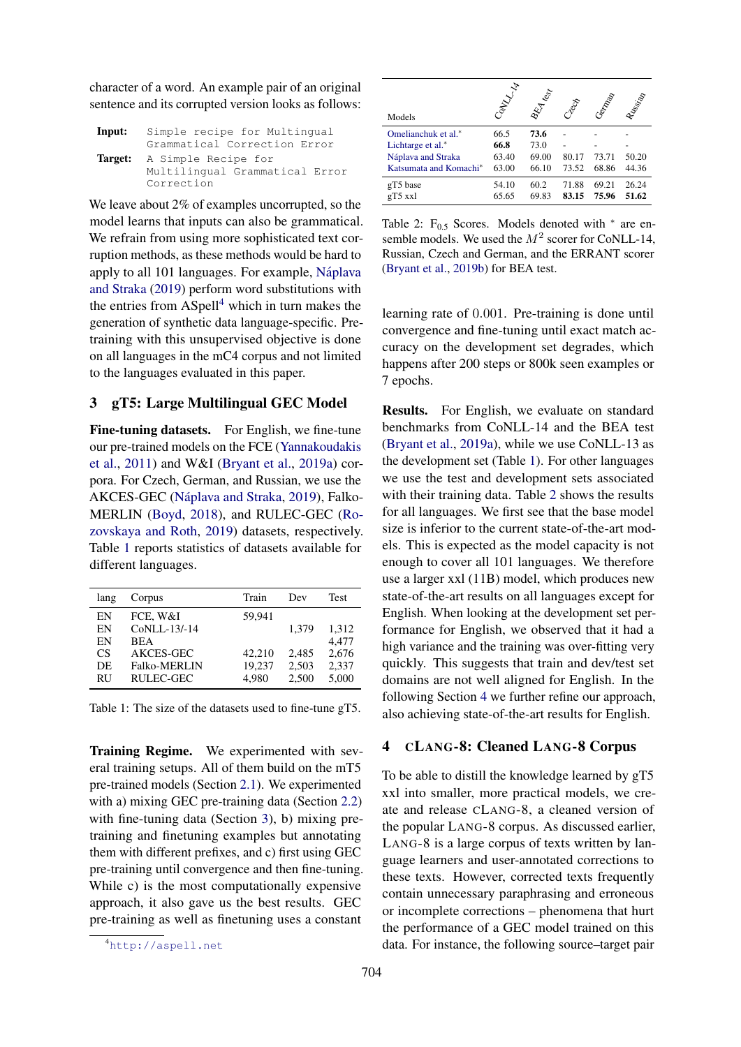character of a word. An example pair of an original sentence and its corrupted version looks as follows:

**Input:** `Simple recipe for Multingual Grammatical Correction Error`

**Target:** `A Simple Recipe for Multilingual Grammatical Error Correction`

We leave about 2% of examples uncorrupted, so the model learns that inputs can also be grammatical. We refrain from using more sophisticated text corruption methods, as these methods would be hard to apply to all 101 languages. For example, Náplava and Straka (2019) perform word substitutions with the entries from ASpell[4] which in turn makes the generation of synthetic data language-specific. Pre-training with this unsupervised objective is done on all languages in the mC4 corpus and not limited to the languages evaluated in this paper.

## 3 gT5: Large Multilingual GEC Model

**Fine-tuning datasets.** For English, we fine-tune our pre-trained models on the FCE (Yannakoudakis et al., 2011) and W&I (Bryant et al., 2019a) corpora. For Czech, German, and Russian, we use the AKCES-GEC (Náplava and Straka, 2019), Falko-MERLIN (Boyd, 2018), and RULEC-GEC (Rozovskaya and Roth, 2019) datasets, respectively. Table 1 reports statistics of datasets available for different languages.

| lang | Corpus | Train | Dev | Test |
|---|---|---|---|---|
| EN | FCE, W&I | 59,941 | | |
| EN | CoNLL-13/-14 | | 1,379 | 1,312 |
| EN | BEA | | | 4,477 |
| CS | AKCES-GEC | 42,210 | 2,485 | 2,676 |
| DE | Falko-MERLIN | 19,237 | 2,503 | 2,337 |
| RU | RULEC-GEC | 4,980 | 2,500 | 5,000 |

Table 1: The size of the datasets used to fine-tune gT5.

**Training Regime.** We experimented with several training setups. All of them build on the mT5 pre-trained models (Section 2.1). We experimented with a) mixing GEC pre-training data (Section 2.2) with fine-tuning data (Section 3), b) mixing pre-training and finetuning examples but annotating them with different prefixes, and c) first using GEC pre-training until convergence and then fine-tuning. While c) is the most computationally expensive approach, it also gave us the best results. GEC pre-training as well as finetuning uses a constant learning rate of 0.001. Pre-training is done until convergence and fine-tuning until exact match accuracy on the development set degrades, which happens after 200 steps or 800k seen examples or 7 epochs.

[4] http://aspell.net

| Models | CoNLL-14 | BEA test | Czech | German | Russian |
|---|---|---|---|---|---|
| Omelianchuk et al.* | 66.5 | **73.6** | - | - | - |
| Lichtarge et al.* | **66.8** | 73.0 | - | - | - |
| Náplava and Straka | 63.40 | 69.00 | 80.17 | 73.71 | 50.20 |
| Katsumata and Komachi* | 63.00 | 66.10 | 73.52 | 68.86 | 44.36 |
| gT5 base | 54.10 | 60.2 | 71.88 | 69.21 | 26.24 |
| gT5 xxl | 65.65 | 69.83 | **83.15** | **75.96** | **51.62** |

Table 2: $F_{0.5}$ Scores. Models denoted with * are ensemble models. We used the $M^2$ scorer for CoNLL-14, Russian, Czech and German, and the ERRANT scorer (Bryant et al., 2019b) for BEA test.

**Results.** For English, we evaluate on standard benchmarks from CoNLL-14 and the BEA test (Bryant et al., 2019a), while we use CoNLL-13 as the development set (Table 1). For other languages we use the test and development sets associated with their training data. Table 2 shows the results for all languages. We first see that the base model size is inferior to the current state-of-the-art models. This is expected as the model capacity is not enough to cover all 101 languages. We therefore use a larger xxl (11B) model, which produces new state-of-the-art results on all languages except for English. When looking at the development set performance for English, we observed that it had a high variance and the training was over-fitting very quickly. This suggests that train and dev/test set domains are not well aligned for English. In the following Section 4 we further refine our approach, also achieving state-of-the-art results for English.

## 4 cLang-8: Cleaned Lang-8 Corpus

To be able to distill the knowledge learned by gT5 xxl into smaller, more practical models, we create and release cLang-8, a cleaned version of the popular Lang-8 corpus. As discussed earlier, Lang-8 is a large corpus of texts written by language learners and user-annotated corrections to these texts. However, corrected texts frequently contain unnecessary paraphrasing and erroneous or incomplete corrections – phenomena that hurt the performance of a GEC model trained on this data. For instance, the following source–target pair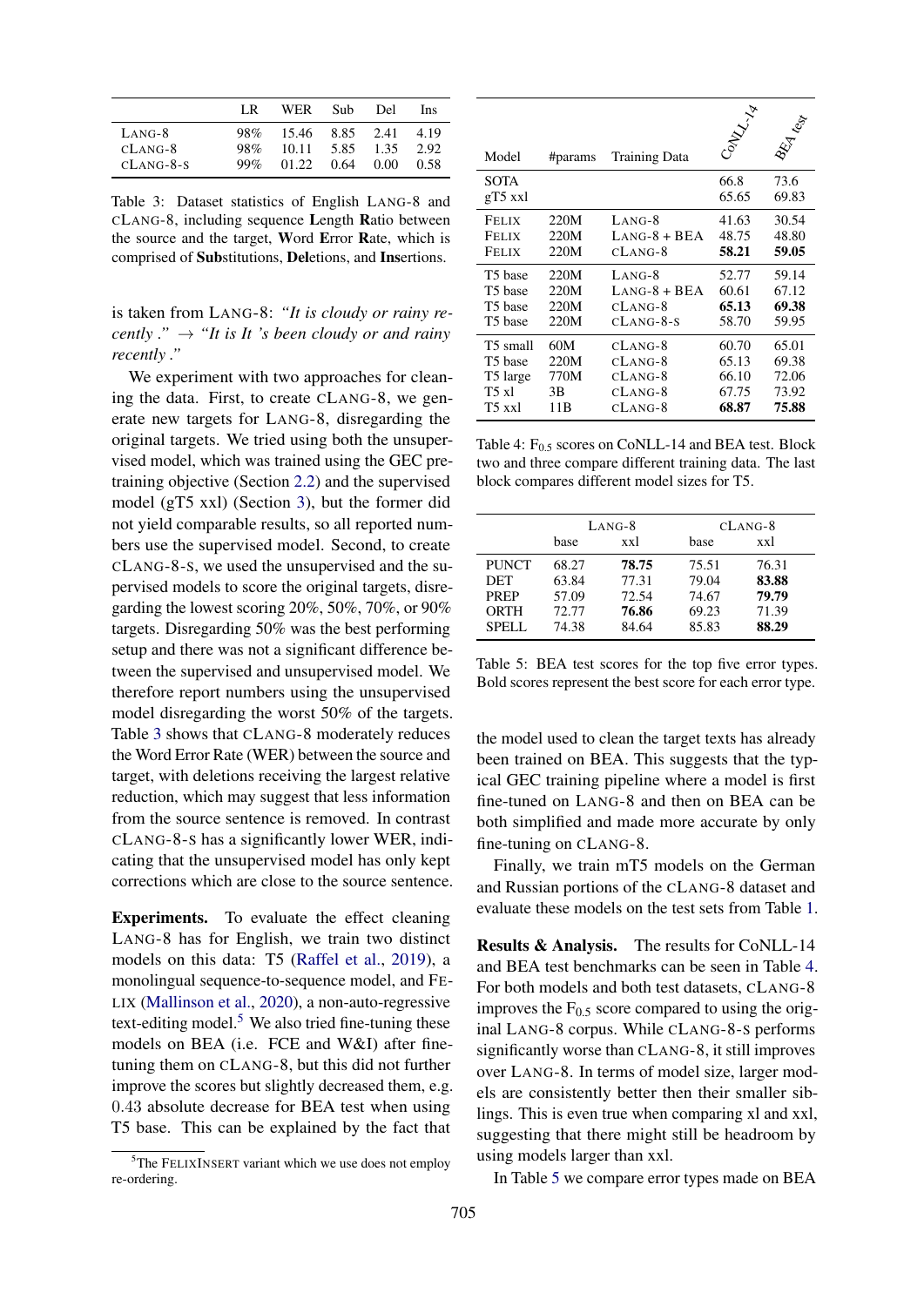|  | LR | WER | Sub | Del | Ins |
|---|---|---|---|---|---|
| LANG-8 | 98% | 15.46 | 8.85 | 2.41 | 4.19 |
| CLANG-8 | 98% | 10.11 | 5.85 | 1.35 | 2.92 |
| CLANG-8-S | 99% | 01.22 | 0.64 | 0.00 | 0.58 |

Table 3: Dataset statistics of English LANG-8 and CLANG-8, including sequence **L**ength **R**atio between the source and the target, **W**ord **E**rror **R**ate, which is comprised of **Sub**stitutions, **Del**etions, and **Ins**ertions.

is taken from LANG-8: *"It is cloudy or rainy recently ."* → *"It is It 's been cloudy or and rainy recently ."*

We experiment with two approaches for cleaning the data. First, to create CLANG-8, we generate new targets for LANG-8, disregarding the original targets. We tried using both the unsupervised model, which was trained using the GEC pretraining objective (Section 2.2) and the supervised model (gT5 xxl) (Section 3), but the former did not yield comparable results, so all reported numbers use the supervised model. Second, to create CLANG-8-S, we used the unsupervised and the supervised models to score the original targets, disregarding the lowest scoring 20%, 50%, 70%, or 90% targets. Disregarding 50% was the best performing setup and there was not a significant difference between the supervised and unsupervised model. We therefore report numbers using the unsupervised model disregarding the worst 50% of the targets. Table 3 shows that CLANG-8 moderately reduces the Word Error Rate (WER) between the source and target, with deletions receiving the largest relative reduction, which may suggest that less information from the source sentence is removed. In contrast CLANG-8-S has a significantly lower WER, indicating that the unsupervised model has only kept corrections which are close to the source sentence.

**Experiments.** To evaluate the effect cleaning LANG-8 has for English, we train two distinct models on this data: T5 (Raffel et al., 2019), a monolingual sequence-to-sequence model, and FELIX (Mallinson et al., 2020), a non-auto-regressive text-editing model.[5] We also tried fine-tuning these models on BEA (i.e. FCE and W&I) after fine-tuning them on CLANG-8, but this did not further improve the scores but slightly decreased them, e.g. 0.43 absolute decrease for BEA test when using T5 base. This can be explained by the fact that the model used to clean the target texts has already been trained on BEA. This suggests that the typical GEC training pipeline where a model is first fine-tuned on LANG-8 and then on BEA can be both simplified and made more accurate by only fine-tuning on CLANG-8.

Finally, we train mT5 models on the German and Russian portions of the CLANG-8 dataset and evaluate these models on the test sets from Table 1.

[5] The FELIXINSERT variant which we use does not employ re-ordering.

| Model | #params | Training Data | CoNLL-14 | BEA test |
|---|---|---|---|---|
| SOTA | | | 66.8 | 73.6 |
| gT5 xxl | | | 65.65 | 69.83 |
| FELIX | 220M | LANG-8 | 41.63 | 30.54 |
| FELIX | 220M | LANG-8 + BEA | 48.75 | 48.80 |
| FELIX | 220M | CLANG-8 | **58.21** | **59.05** |
| T5 base | 220M | LANG-8 | 52.77 | 59.14 |
| T5 base | 220M | LANG-8 + BEA | 60.61 | 67.12 |
| T5 base | 220M | CLANG-8 | **65.13** | **69.38** |
| T5 base | 220M | CLANG-8-S | 58.70 | 59.95 |
| T5 small | 60M | CLANG-8 | 60.70 | 65.01 |
| T5 base | 220M | CLANG-8 | 65.13 | 69.38 |
| T5 large | 770M | CLANG-8 | 66.10 | 72.06 |
| T5 xl | 3B | CLANG-8 | 67.75 | 73.92 |
| T5 xxl | 11B | CLANG-8 | **68.87** | **75.88** |

Table 4: $F_{0.5}$ scores on CoNLL-14 and BEA test. Block two and three compare different training data. The last block compares different model sizes for T5.

| | LANG-8 | | CLANG-8 | |
|---|---|---|---|---|
| | base | xxl | base | xxl |
| PUNCT | 68.27 | **78.75** | 75.51 | 76.31 |
| DET | 63.84 | 77.31 | 79.04 | **83.88** |
| PREP | 57.09 | 72.54 | 74.67 | **79.79** |
| ORTH | 72.77 | **76.86** | 69.23 | 71.39 |
| SPELL | 74.38 | 84.64 | 85.83 | **88.29** |

Table 5: BEA test scores for the top five error types. Bold scores represent the best score for each error type.

**Results & Analysis.** The results for CoNLL-14 and BEA test benchmarks can be seen in Table 4. For both models and both test datasets, CLANG-8 improves the $F_{0.5}$ score compared to using the original LANG-8 corpus. While CLANG-8-S performs significantly worse than CLANG-8, it still improves over LANG-8. In terms of model size, larger models are consistently better then their smaller siblings. This is even true when comparing xl and xxl, suggesting that there might still be headroom by using models larger than xxl.

In Table 5 we compare error types made on BEA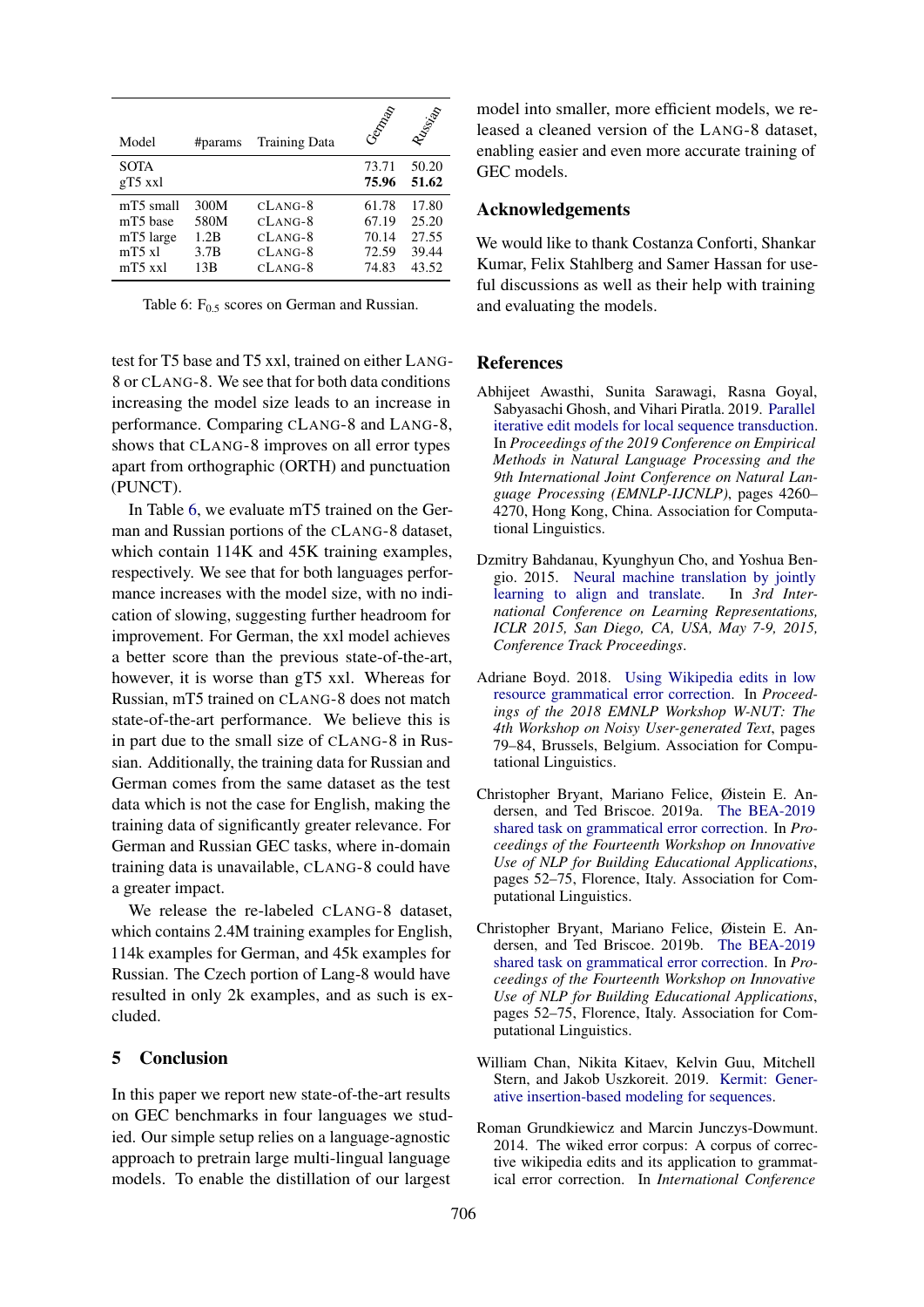| Model | #params | Training Data | German | Russian |
|---|---|---|---|---|
| SOTA | | | 73.71 | 50.20 |
| gT5 xxl | | | **75.96** | **51.62** |
| mT5 small | 300M | cLang-8 | 61.78 | 17.80 |
| mT5 base | 580M | cLang-8 | 67.19 | 25.20 |
| mT5 large | 1.2B | cLang-8 | 70.14 | 27.55 |
| mT5 xl | 3.7B | cLang-8 | 72.59 | 39.44 |
| mT5 xxl | 13B | cLang-8 | 74.83 | 43.52 |

Table 6: $F_{0.5}$ scores on German and Russian.

test for T5 base and T5 xxl, trained on either Lang-8 or cLang-8. We see that for both data conditions increasing the model size leads to an increase in performance. Comparing cLang-8 and Lang-8, shows that cLang-8 improves on all error types apart from orthographic (ORTH) and punctuation (PUNCT).

In Table 6, we evaluate mT5 trained on the German and Russian portions of the cLang-8 dataset, which contain 114K and 45K training examples, respectively. We see that for both languages performance increases with the model size, with no indication of slowing, suggesting further headroom for improvement. For German, the xxl model achieves a better score than the previous state-of-the-art, however, it is worse than gT5 xxl. Whereas for Russian, mT5 trained on cLang-8 does not match state-of-the-art performance. We believe this is in part due to the small size of cLang-8 in Russian. Additionally, the training data for Russian and German comes from the same dataset as the test data which is not the case for English, making the training data of significantly greater relevance. For German and Russian GEC tasks, where in-domain training data is unavailable, cLang-8 could have a greater impact.

We release the re-labeled cLang-8 dataset, which contains 2.4M training examples for English, 114k examples for German, and 45k examples for Russian. The Czech portion of Lang-8 would have resulted in only 2k examples, and as such is excluded.

## 5 Conclusion

In this paper we report new state-of-the-art results on GEC benchmarks in four languages we studied. Our simple setup relies on a language-agnostic approach to pretrain large multi-lingual language models. To enable the distillation of our largest model into smaller, more efficient models, we released a cleaned version of the Lang-8 dataset, enabling easier and even more accurate training of GEC models.

## Acknowledgements

We would like to thank Costanza Conforti, Shankar Kumar, Felix Stahlberg and Samer Hassan for useful discussions as well as their help with training and evaluating the models.

## References

Abhijeet Awasthi, Sunita Sarawagi, Rasna Goyal, Sabyasachi Ghosh, and Vihari Piratla. 2019. Parallel iterative edit models for local sequence transduction. In *Proceedings of the 2019 Conference on Empirical Methods in Natural Language Processing and the 9th International Joint Conference on Natural Language Processing (EMNLP-IJCNLP)*, pages 4260–4270, Hong Kong, China. Association for Computational Linguistics.

Dzmitry Bahdanau, Kyunghyun Cho, and Yoshua Bengio. 2015. Neural machine translation by jointly learning to align and translate. In *3rd International Conference on Learning Representations, ICLR 2015, San Diego, CA, USA, May 7-9, 2015, Conference Track Proceedings*.

Adriane Boyd. 2018. Using Wikipedia edits in low resource grammatical error correction. In *Proceedings of the 2018 EMNLP Workshop W-NUT: The 4th Workshop on Noisy User-generated Text*, pages 79–84, Brussels, Belgium. Association for Computational Linguistics.

Christopher Bryant, Mariano Felice, Øistein E. Andersen, and Ted Briscoe. 2019a. The BEA-2019 shared task on grammatical error correction. In *Proceedings of the Fourteenth Workshop on Innovative Use of NLP for Building Educational Applications*, pages 52–75, Florence, Italy. Association for Computational Linguistics.

Christopher Bryant, Mariano Felice, Øistein E. Andersen, and Ted Briscoe. 2019b. The BEA-2019 shared task on grammatical error correction. In *Proceedings of the Fourteenth Workshop on Innovative Use of NLP for Building Educational Applications*, pages 52–75, Florence, Italy. Association for Computational Linguistics.

William Chan, Nikita Kitaev, Kelvin Guu, Mitchell Stern, and Jakob Uszkoreit. 2019. Kermit: Generative insertion-based modeling for sequences.

Roman Grundkiewicz and Marcin Junczys-Dowmunt. 2014. The wiked error corpus: A corpus of corrective wikipedia edits and its application to grammatical error correction. In *International Conference*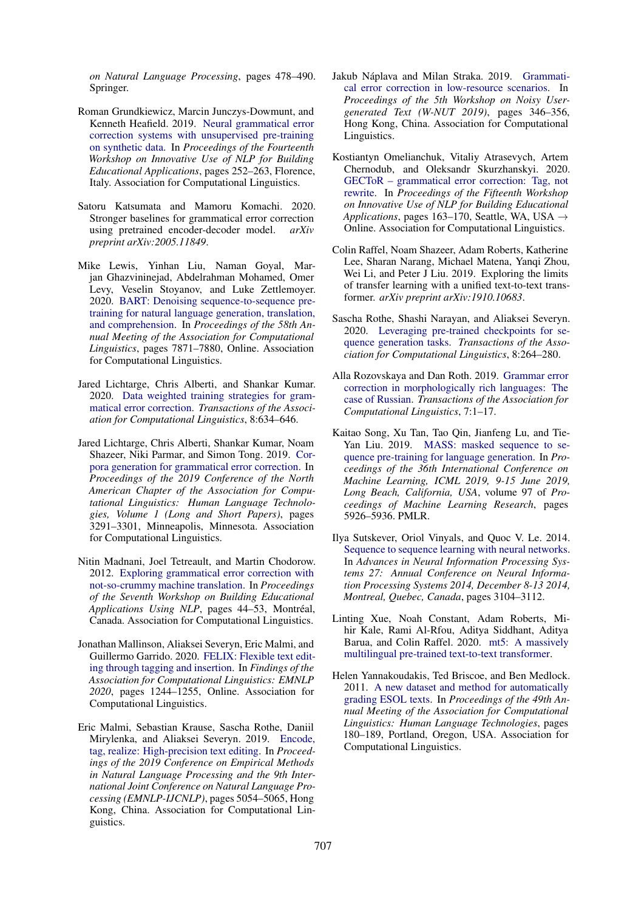on Natural Language Processing, pages 478–490. Springer.

Roman Grundkiewicz, Marcin Junczys-Dowmunt, and Kenneth Heafield. 2019. Neural grammatical error correction systems with unsupervised pre-training on synthetic data. In *Proceedings of the Fourteenth Workshop on Innovative Use of NLP for Building Educational Applications*, pages 252–263, Florence, Italy. Association for Computational Linguistics.

Satoru Katsumata and Mamoru Komachi. 2020. Stronger baselines for grammatical error correction using pretrained encoder-decoder model. *arXiv preprint arXiv:2005.11849*.

Mike Lewis, Yinhan Liu, Naman Goyal, Marjan Ghazvininejad, Abdelrahman Mohamed, Omer Levy, Veselin Stoyanov, and Luke Zettlemoyer. 2020. BART: Denoising sequence-to-sequence pretraining for natural language generation, translation, and comprehension. In *Proceedings of the 58th Annual Meeting of the Association for Computational Linguistics*, pages 7871–7880, Online. Association for Computational Linguistics.

Jared Lichtarge, Chris Alberti, and Shankar Kumar. 2020. Data weighted training strategies for grammatical error correction. *Transactions of the Association for Computational Linguistics*, 8:634–646.

Jared Lichtarge, Chris Alberti, Shankar Kumar, Noam Shazeer, Niki Parmar, and Simon Tong. 2019. Corpora generation for grammatical error correction. In *Proceedings of the 2019 Conference of the North American Chapter of the Association for Computational Linguistics: Human Language Technologies, Volume 1 (Long and Short Papers)*, pages 3291–3301, Minneapolis, Minnesota. Association for Computational Linguistics.

Nitin Madnani, Joel Tetreault, and Martin Chodorow. 2012. Exploring grammatical error correction with not-so-crummy machine translation. In *Proceedings of the Seventh Workshop on Building Educational Applications Using NLP*, pages 44–53, Montréal, Canada. Association for Computational Linguistics.

Jonathan Mallinson, Aliaksei Severyn, Eric Malmi, and Guillermo Garrido. 2020. FELIX: Flexible text editing through tagging and insertion. In *Findings of the Association for Computational Linguistics: EMNLP 2020*, pages 1244–1255, Online. Association for Computational Linguistics.

Eric Malmi, Sebastian Krause, Sascha Rothe, Daniil Mirylenka, and Aliaksei Severyn. 2019. Encode, tag, realize: High-precision text editing. In *Proceedings of the 2019 Conference on Empirical Methods in Natural Language Processing and the 9th International Joint Conference on Natural Language Processing (EMNLP-IJCNLP)*, pages 5054–5065, Hong Kong, China. Association for Computational Linguistics.

Jakub Náplava and Milan Straka. 2019. Grammatical error correction in low-resource scenarios. In *Proceedings of the 5th Workshop on Noisy User-generated Text (W-NUT 2019)*, pages 346–356, Hong Kong, China. Association for Computational Linguistics.

Kostiantyn Omelianchuk, Vitaliy Atrasevych, Artem Chernodub, and Oleksandr Skurzhanskyi. 2020. GECToR – grammatical error correction: Tag, not rewrite. In *Proceedings of the Fifteenth Workshop on Innovative Use of NLP for Building Educational Applications*, pages 163–170, Seattle, WA, USA → Online. Association for Computational Linguistics.

Colin Raffel, Noam Shazeer, Adam Roberts, Katherine Lee, Sharan Narang, Michael Matena, Yanqi Zhou, Wei Li, and Peter J Liu. 2019. Exploring the limits of transfer learning with a unified text-to-text transformer. *arXiv preprint arXiv:1910.10683*.

Sascha Rothe, Shashi Narayan, and Aliaksei Severyn. 2020. Leveraging pre-trained checkpoints for sequence generation tasks. *Transactions of the Association for Computational Linguistics*, 8:264–280.

Alla Rozovskaya and Dan Roth. 2019. Grammar error correction in morphologically rich languages: The case of Russian. *Transactions of the Association for Computational Linguistics*, 7:1–17.

Kaitao Song, Xu Tan, Tao Qin, Jianfeng Lu, and Tie-Yan Liu. 2019. MASS: masked sequence to sequence pre-training for language generation. In *Proceedings of the 36th International Conference on Machine Learning, ICML 2019, 9-15 June 2019, Long Beach, California, USA*, volume 97 of *Proceedings of Machine Learning Research*, pages 5926–5936. PMLR.

Ilya Sutskever, Oriol Vinyals, and Quoc V. Le. 2014. Sequence to sequence learning with neural networks. In *Advances in Neural Information Processing Systems 27: Annual Conference on Neural Information Processing Systems 2014, December 8-13 2014, Montreal, Quebec, Canada*, pages 3104–3112.

Linting Xue, Noah Constant, Adam Roberts, Mihir Kale, Rami Al-Rfou, Aditya Siddhant, Aditya Barua, and Colin Raffel. 2020. mt5: A massively multilingual pre-trained text-to-text transformer.

Helen Yannakoudakis, Ted Briscoe, and Ben Medlock. 2011. A new dataset and method for automatically grading ESOL texts. In *Proceedings of the 49th Annual Meeting of the Association for Computational Linguistics: Human Language Technologies*, pages 180–189, Portland, Oregon, USA. Association for Computational Linguistics.